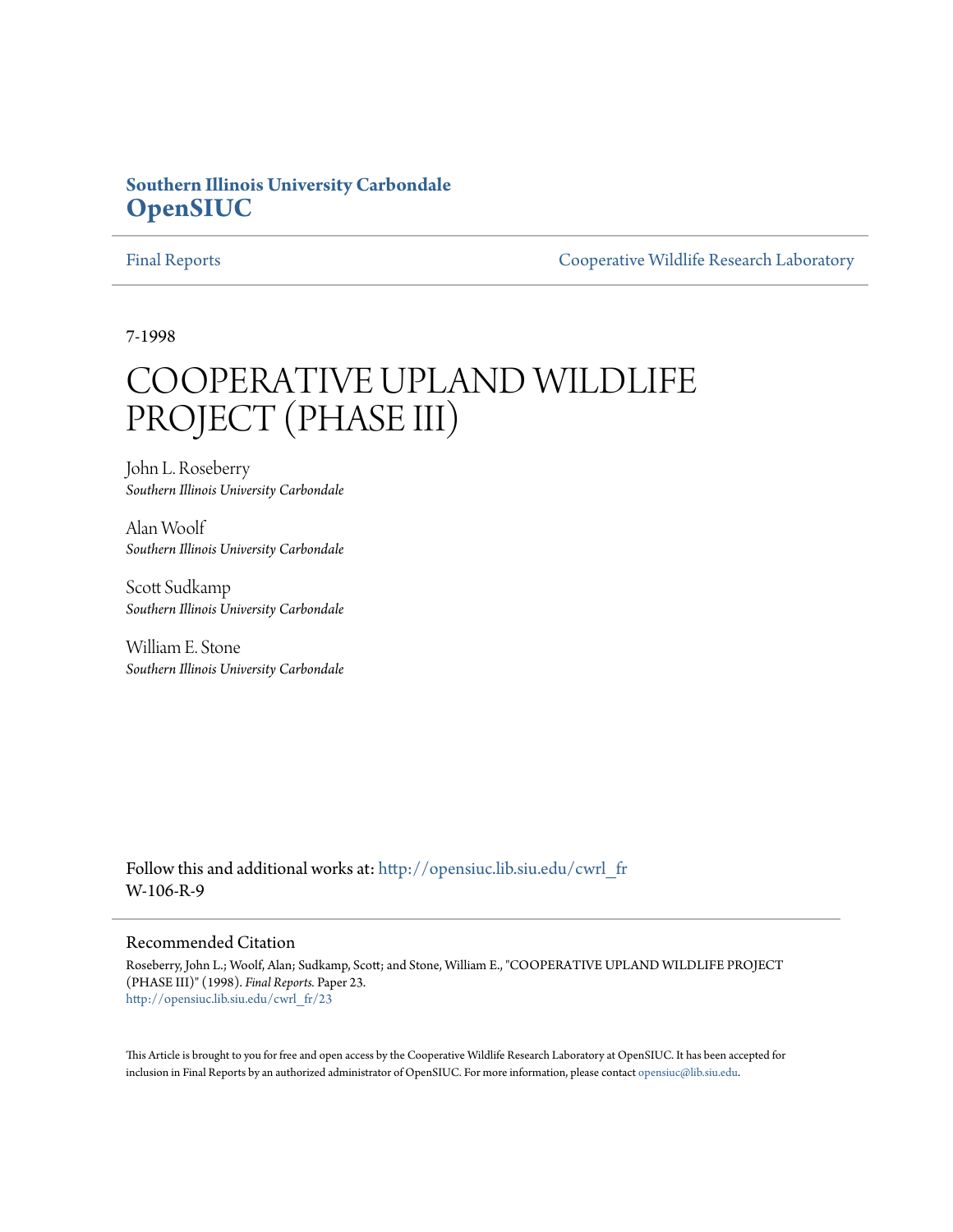**Southern Illinois University Carbondale**
**OpenSIUC**

Final Reports | Cooperative Wildlife Research Laboratory

7-1998

# COOPERATIVE UPLAND WILDLIFE PROJECT (PHASE III)

John L. Roseberry
*Southern Illinois University Carbondale*

Alan Woolf
*Southern Illinois University Carbondale*

Scott Sudkamp
*Southern Illinois University Carbondale*

William E. Stone
*Southern Illinois University Carbondale*

Follow this and additional works at: http://opensiuc.lib.siu.edu/cwrl_fr
W-106-R-9

## Recommended Citation

Roseberry, John L.; Woolf, Alan; Sudkamp, Scott; and Stone, William E., "COOPERATIVE UPLAND WILDLIFE PROJECT (PHASE III)" (1998). *Final Reports.* Paper 23.
http://opensiuc.lib.siu.edu/cwrl_fr/23

This Article is brought to you for free and open access by the Cooperative Wildlife Research Laboratory at OpenSIUC. It has been accepted for inclusion in Final Reports by an authorized administrator of OpenSIUC. For more information, please contact opensiuc@lib.siu.edu.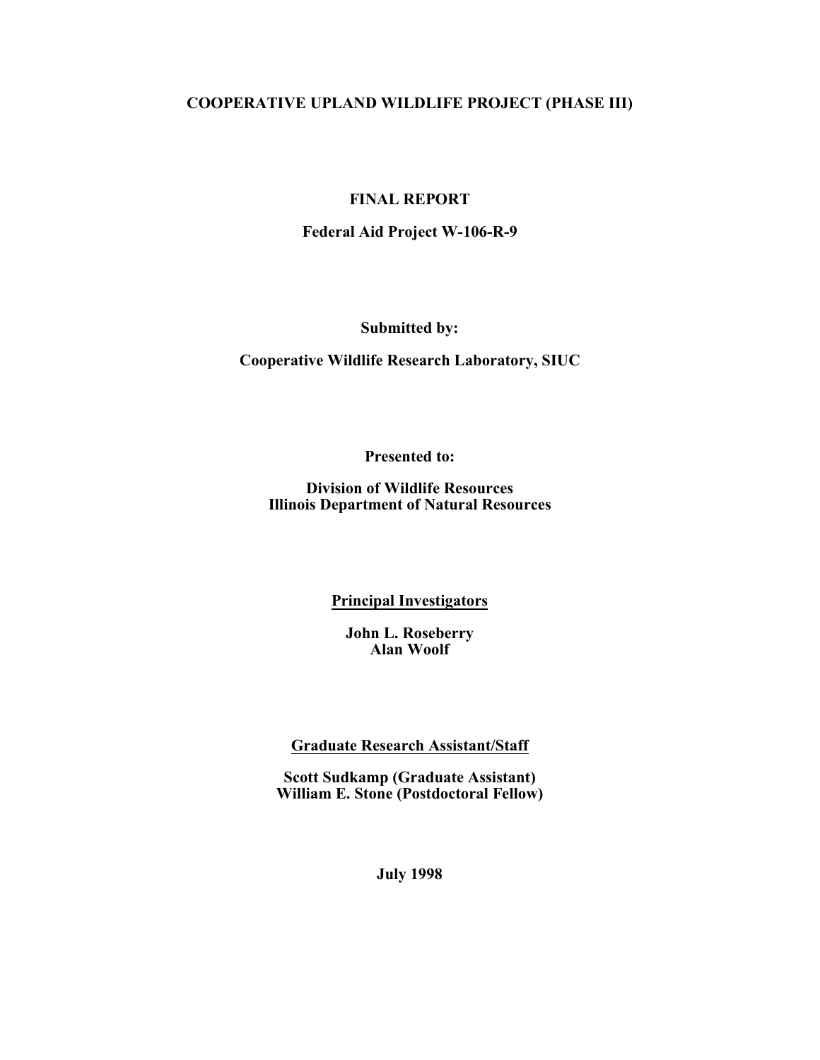**COOPERATIVE UPLAND WILDLIFE PROJECT (PHASE III)**

**FINAL REPORT**

**Federal Aid Project W-106-R-9**

**Submitted by:**

**Cooperative Wildlife Research Laboratory, SIUC**

**Presented to:**

**Division of Wildlife Resources**
**Illinois Department of Natural Resources**

**Principal Investigators**

**John L. Roseberry**
**Alan Woolf**

**Graduate Research Assistant/Staff**

**Scott Sudkamp (Graduate Assistant)**
**William E. Stone (Postdoctoral Fellow)**

**July 1998**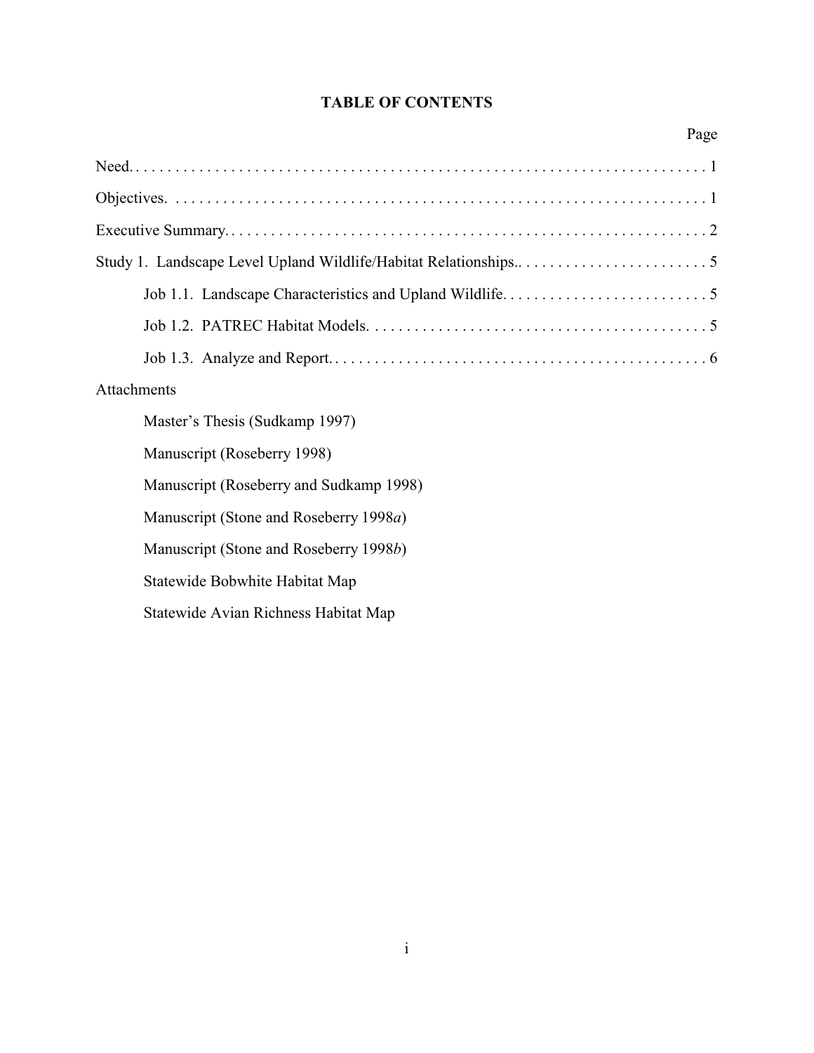# TABLE OF CONTENTS

| | Page |
|---|---|
| Need | 1 |
| Objectives | 1 |
| Executive Summary | 2 |
| Study 1. Landscape Level Upland Wildlife/Habitat Relationships. | 5 |
| Job 1.1. Landscape Characteristics and Upland Wildlife | 5 |
| Job 1.2. PATREC Habitat Models | 5 |
| Job 1.3. Analyze and Report | 6 |

Attachments

- Master's Thesis (Sudkamp 1997)
- Manuscript (Roseberry 1998)
- Manuscript (Roseberry and Sudkamp 1998)
- Manuscript (Stone and Roseberry 1998*a*)
- Manuscript (Stone and Roseberry 1998*b*)
- Statewide Bobwhite Habitat Map
- Statewide Avian Richness Habitat Map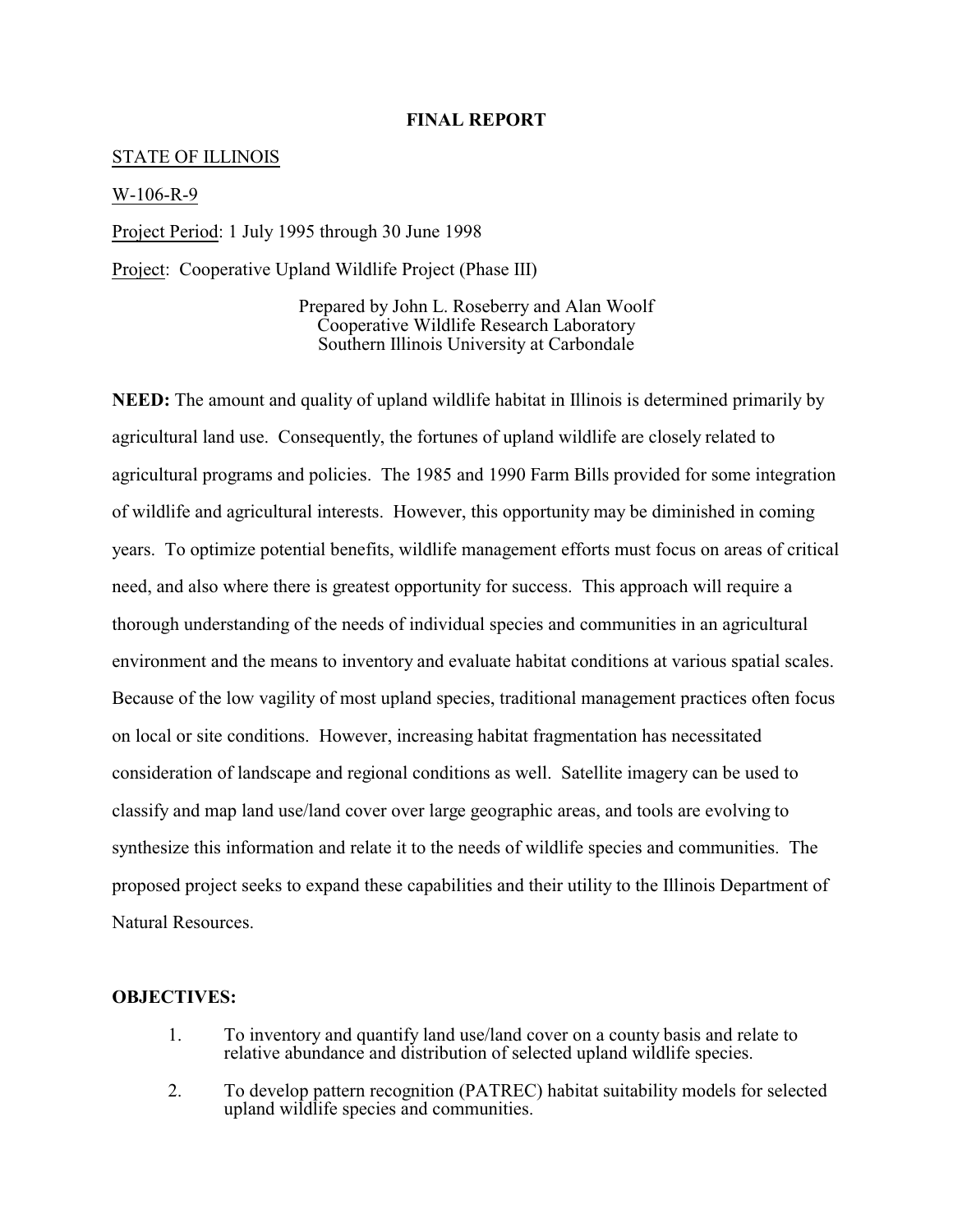**FINAL REPORT**

STATE OF ILLINOIS

W-106-R-9

Project Period: 1 July 1995 through 30 June 1998

Project: Cooperative Upland Wildlife Project (Phase III)

Prepared by John L. Roseberry and Alan Woolf
Cooperative Wildlife Research Laboratory
Southern Illinois University at Carbondale

**NEED:** The amount and quality of upland wildlife habitat in Illinois is determined primarily by agricultural land use. Consequently, the fortunes of upland wildlife are closely related to agricultural programs and policies. The 1985 and 1990 Farm Bills provided for some integration of wildlife and agricultural interests. However, this opportunity may be diminished in coming years. To optimize potential benefits, wildlife management efforts must focus on areas of critical need, and also where there is greatest opportunity for success. This approach will require a thorough understanding of the needs of individual species and communities in an agricultural environment and the means to inventory and evaluate habitat conditions at various spatial scales. Because of the low vagility of most upland species, traditional management practices often focus on local or site conditions. However, increasing habitat fragmentation has necessitated consideration of landscape and regional conditions as well. Satellite imagery can be used to classify and map land use/land cover over large geographic areas, and tools are evolving to synthesize this information and relate it to the needs of wildlife species and communities. The proposed project seeks to expand these capabilities and their utility to the Illinois Department of Natural Resources.

**OBJECTIVES:**

1. To inventory and quantify land use/land cover on a county basis and relate to relative abundance and distribution of selected upland wildlife species.
2. To develop pattern recognition (PATREC) habitat suitability models for selected upland wildlife species and communities.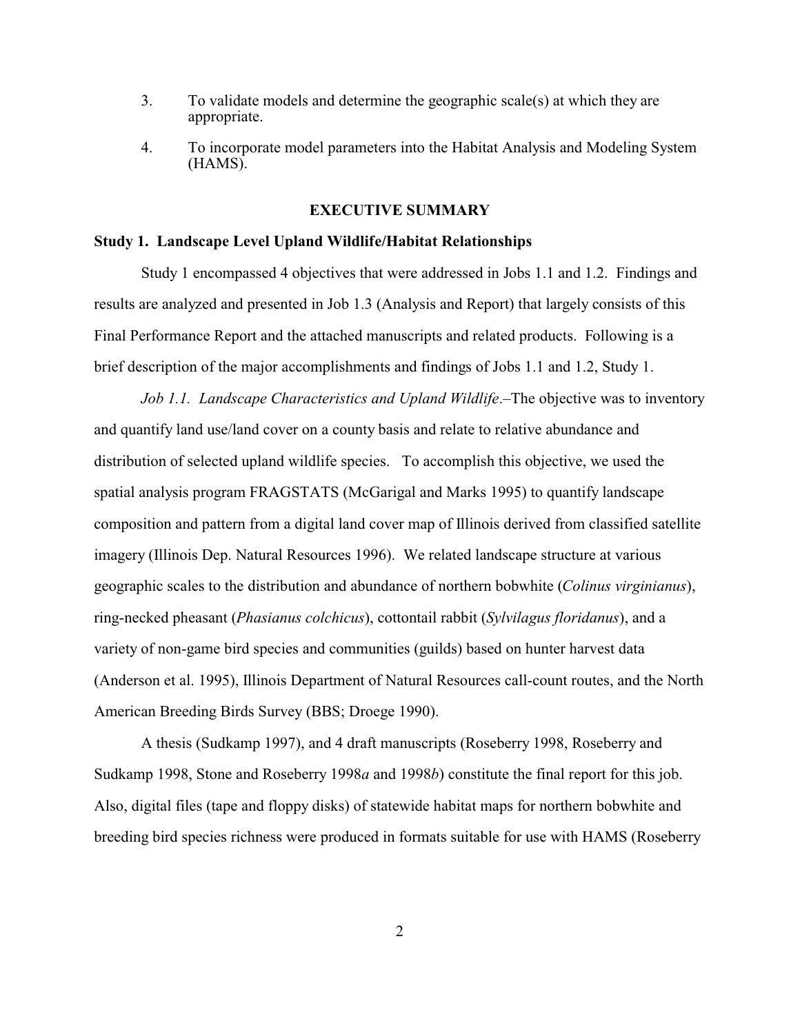3. To validate models and determine the geographic scale(s) at which they are appropriate.

4. To incorporate model parameters into the Habitat Analysis and Modeling System (HAMS).

## EXECUTIVE SUMMARY

### Study 1. Landscape Level Upland Wildlife/Habitat Relationships

Study 1 encompassed 4 objectives that were addressed in Jobs 1.1 and 1.2. Findings and results are analyzed and presented in Job 1.3 (Analysis and Report) that largely consists of this Final Performance Report and the attached manuscripts and related products. Following is a brief description of the major accomplishments and findings of Jobs 1.1 and 1.2, Study 1.

*Job 1.1. Landscape Characteristics and Upland Wildlife*.–The objective was to inventory and quantify land use/land cover on a county basis and relate to relative abundance and distribution of selected upland wildlife species. To accomplish this objective, we used the spatial analysis program FRAGSTATS (McGarigal and Marks 1995) to quantify landscape composition and pattern from a digital land cover map of Illinois derived from classified satellite imagery (Illinois Dep. Natural Resources 1996). We related landscape structure at various geographic scales to the distribution and abundance of northern bobwhite (*Colinus virginianus*), ring-necked pheasant (*Phasianus colchicus*), cottontail rabbit (*Sylvilagus floridanus*), and a variety of non-game bird species and communities (guilds) based on hunter harvest data (Anderson et al. 1995), Illinois Department of Natural Resources call-count routes, and the North American Breeding Birds Survey (BBS; Droege 1990).

A thesis (Sudkamp 1997), and 4 draft manuscripts (Roseberry 1998, Roseberry and Sudkamp 1998, Stone and Roseberry 1998*a* and 1998*b*) constitute the final report for this job. Also, digital files (tape and floppy disks) of statewide habitat maps for northern bobwhite and breeding bird species richness were produced in formats suitable for use with HAMS (Roseberry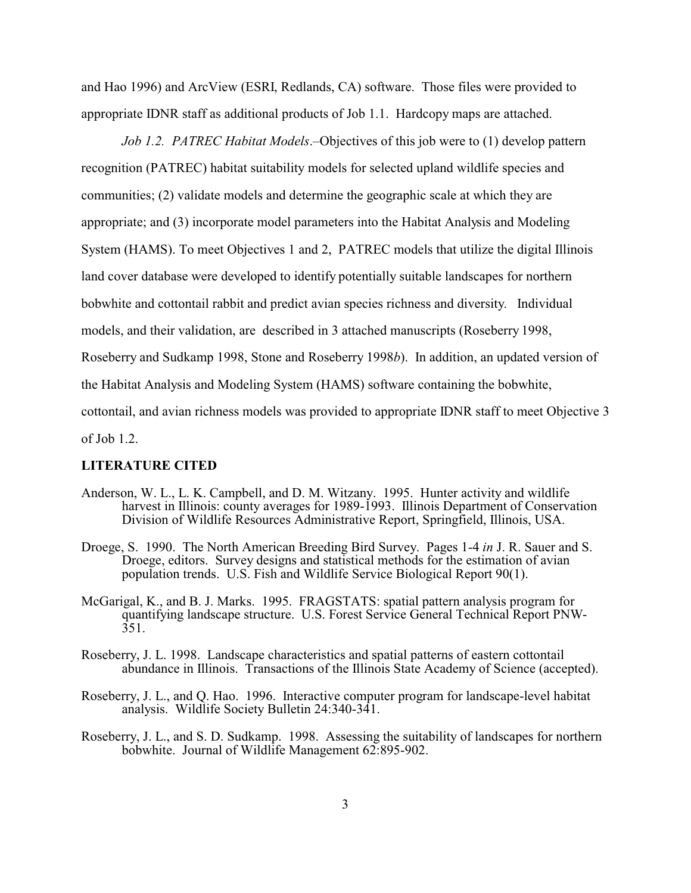and Hao 1996) and ArcView (ESRI, Redlands, CA) software. Those files were provided to appropriate IDNR staff as additional products of Job 1.1. Hardcopy maps are attached.

*Job 1.2. PATREC Habitat Models*.–Objectives of this job were to (1) develop pattern recognition (PATREC) habitat suitability models for selected upland wildlife species and communities; (2) validate models and determine the geographic scale at which they are appropriate; and (3) incorporate model parameters into the Habitat Analysis and Modeling System (HAMS). To meet Objectives 1 and 2, PATREC models that utilize the digital Illinois land cover database were developed to identify potentially suitable landscapes for northern bobwhite and cottontail rabbit and predict avian species richness and diversity. Individual models, and their validation, are described in 3 attached manuscripts (Roseberry 1998, Roseberry and Sudkamp 1998, Stone and Roseberry 1998*b*). In addition, an updated version of the Habitat Analysis and Modeling System (HAMS) software containing the bobwhite, cottontail, and avian richness models was provided to appropriate IDNR staff to meet Objective 3 of Job 1.2.

**LITERATURE CITED**

Anderson, W. L., L. K. Campbell, and D. M. Witzany. 1995. Hunter activity and wildlife harvest in Illinois: county averages for 1989-1993. Illinois Department of Conservation Division of Wildlife Resources Administrative Report, Springfield, Illinois, USA.

Droege, S. 1990. The North American Breeding Bird Survey. Pages 1-4 *in* J. R. Sauer and S. Droege, editors. Survey designs and statistical methods for the estimation of avian population trends. U.S. Fish and Wildlife Service Biological Report 90(1).

McGarigal, K., and B. J. Marks. 1995. FRAGSTATS: spatial pattern analysis program for quantifying landscape structure. U.S. Forest Service General Technical Report PNW-351.

Roseberry, J. L. 1998. Landscape characteristics and spatial patterns of eastern cottontail abundance in Illinois. Transactions of the Illinois State Academy of Science (accepted).

Roseberry, J. L., and Q. Hao. 1996. Interactive computer program for landscape-level habitat analysis. Wildlife Society Bulletin 24:340-341.

Roseberry, J. L., and S. D. Sudkamp. 1998. Assessing the suitability of landscapes for northern bobwhite. Journal of Wildlife Management 62:895-902.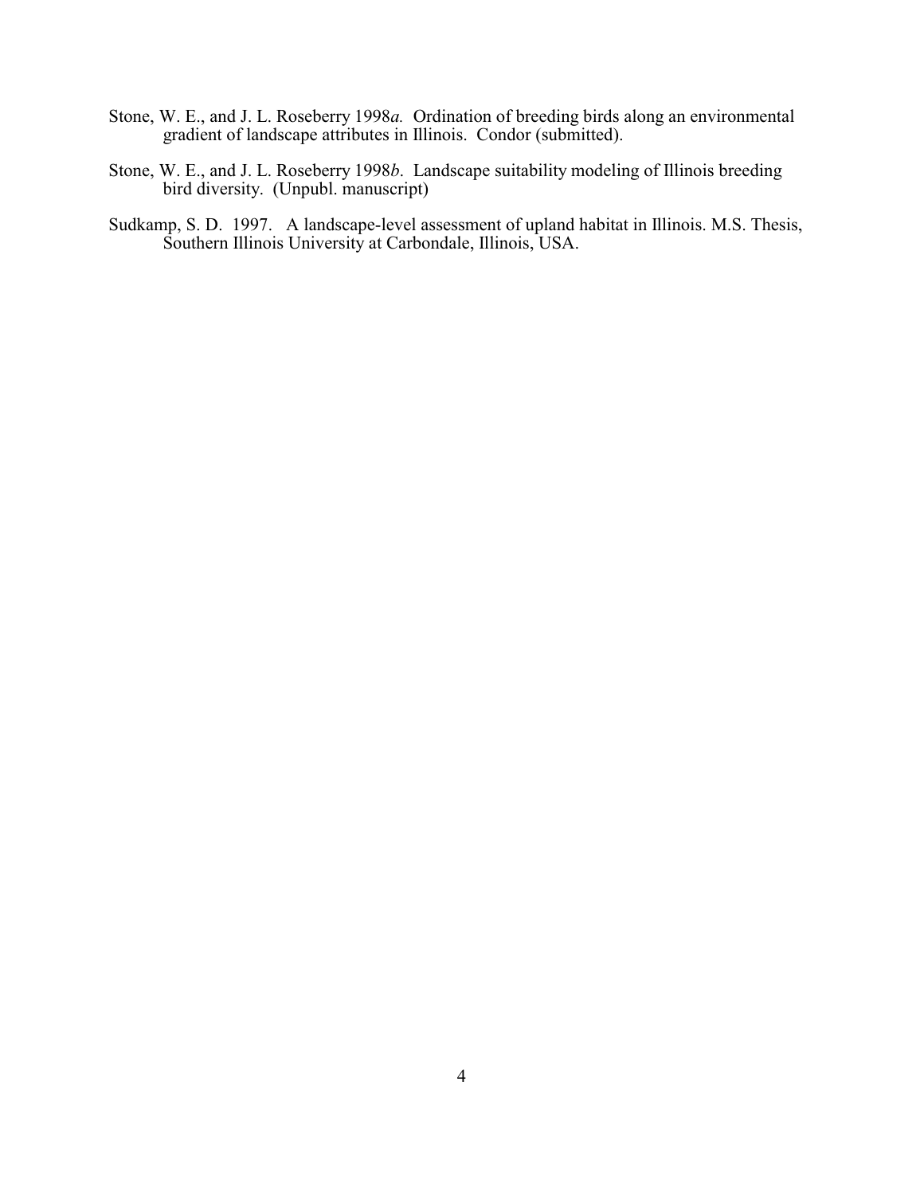Stone, W. E., and J. L. Roseberry 1998*a.* Ordination of breeding birds along an environmental gradient of landscape attributes in Illinois. Condor (submitted).

Stone, W. E., and J. L. Roseberry 1998*b*. Landscape suitability modeling of Illinois breeding bird diversity. (Unpubl. manuscript)

Sudkamp, S. D. 1997. A landscape-level assessment of upland habitat in Illinois. M.S. Thesis, Southern Illinois University at Carbondale, Illinois, USA.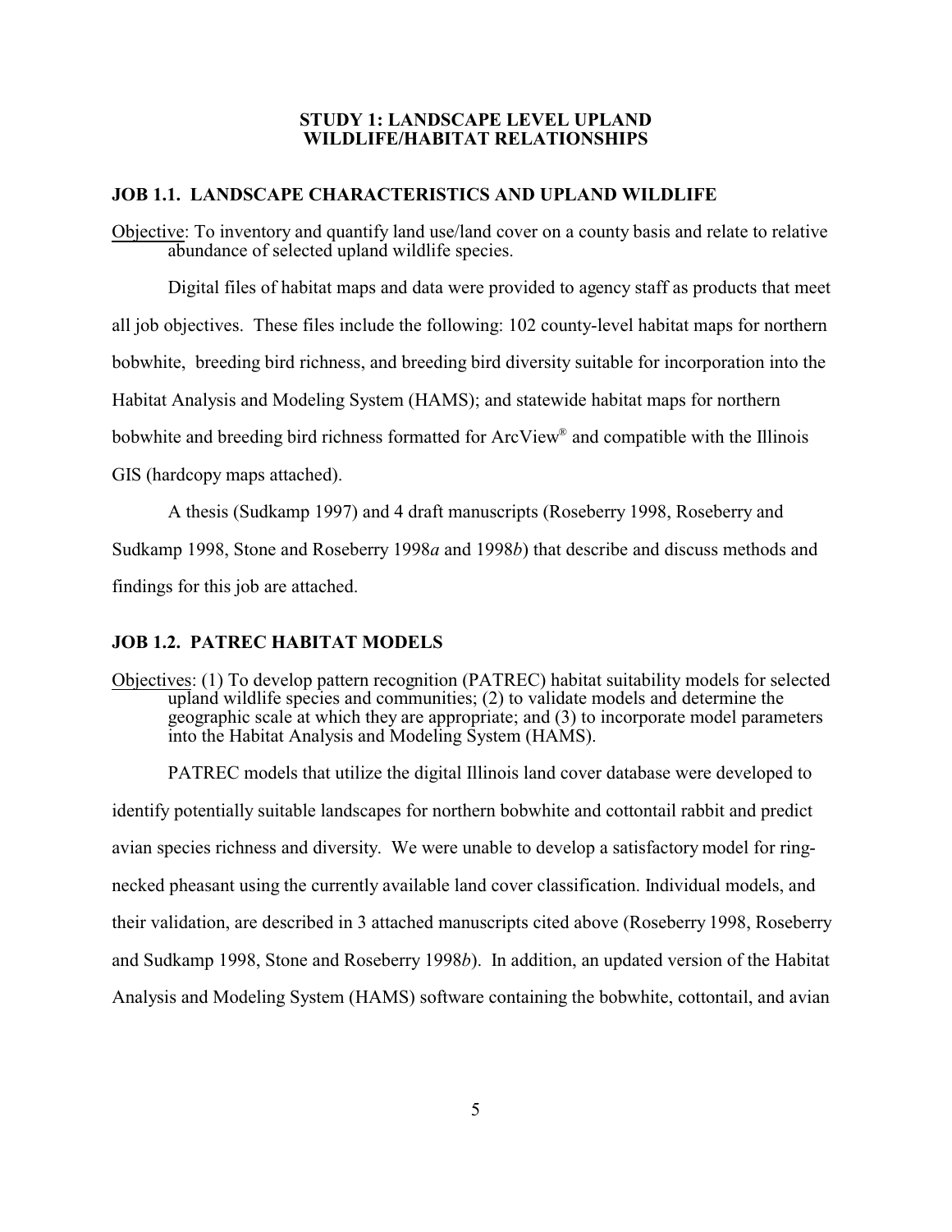# STUDY 1: LANDSCAPE LEVEL UPLAND WILDLIFE/HABITAT RELATIONSHIPS

## JOB 1.1. LANDSCAPE CHARACTERISTICS AND UPLAND WILDLIFE

Objective: To inventory and quantify land use/land cover on a county basis and relate to relative abundance of selected upland wildlife species.

Digital files of habitat maps and data were provided to agency staff as products that meet all job objectives. These files include the following: 102 county-level habitat maps for northern bobwhite, breeding bird richness, and breeding bird diversity suitable for incorporation into the Habitat Analysis and Modeling System (HAMS); and statewide habitat maps for northern bobwhite and breeding bird richness formatted for ArcView® and compatible with the Illinois GIS (hardcopy maps attached).

A thesis (Sudkamp 1997) and 4 draft manuscripts (Roseberry 1998, Roseberry and Sudkamp 1998, Stone and Roseberry 1998*a* and 1998*b*) that describe and discuss methods and findings for this job are attached.

## JOB 1.2. PATREC HABITAT MODELS

Objectives: (1) To develop pattern recognition (PATREC) habitat suitability models for selected upland wildlife species and communities; (2) to validate models and determine the geographic scale at which they are appropriate; and (3) to incorporate model parameters into the Habitat Analysis and Modeling System (HAMS).

PATREC models that utilize the digital Illinois land cover database were developed to identify potentially suitable landscapes for northern bobwhite and cottontail rabbit and predict avian species richness and diversity. We were unable to develop a satisfactory model for ring-necked pheasant using the currently available land cover classification. Individual models, and their validation, are described in 3 attached manuscripts cited above (Roseberry 1998, Roseberry and Sudkamp 1998, Stone and Roseberry 1998*b*). In addition, an updated version of the Habitat Analysis and Modeling System (HAMS) software containing the bobwhite, cottontail, and avian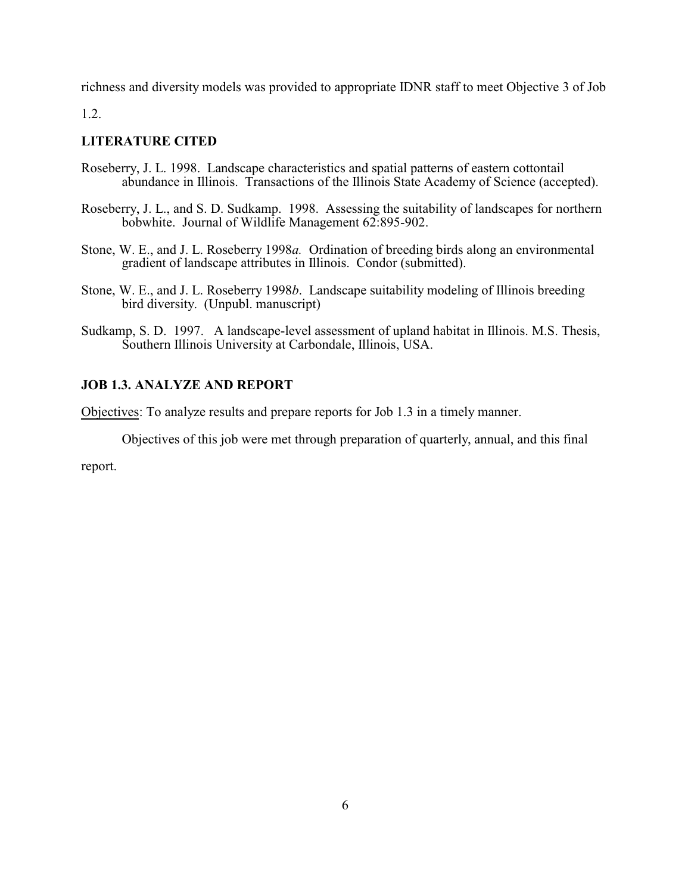richness and diversity models was provided to appropriate IDNR staff to meet Objective 3 of Job 1.2.

## LITERATURE CITED

Roseberry, J. L. 1998. Landscape characteristics and spatial patterns of eastern cottontail abundance in Illinois. Transactions of the Illinois State Academy of Science (accepted).

Roseberry, J. L., and S. D. Sudkamp. 1998. Assessing the suitability of landscapes for northern bobwhite. Journal of Wildlife Management 62:895-902.

Stone, W. E., and J. L. Roseberry 1998*a.* Ordination of breeding birds along an environmental gradient of landscape attributes in Illinois. Condor (submitted).

Stone, W. E., and J. L. Roseberry 1998*b*. Landscape suitability modeling of Illinois breeding bird diversity. (Unpubl. manuscript)

Sudkamp, S. D. 1997. A landscape-level assessment of upland habitat in Illinois. M.S. Thesis, Southern Illinois University at Carbondale, Illinois, USA.

## JOB 1.3. ANALYZE AND REPORT

Objectives: To analyze results and prepare reports for Job 1.3 in a timely manner.

Objectives of this job were met through preparation of quarterly, annual, and this final report.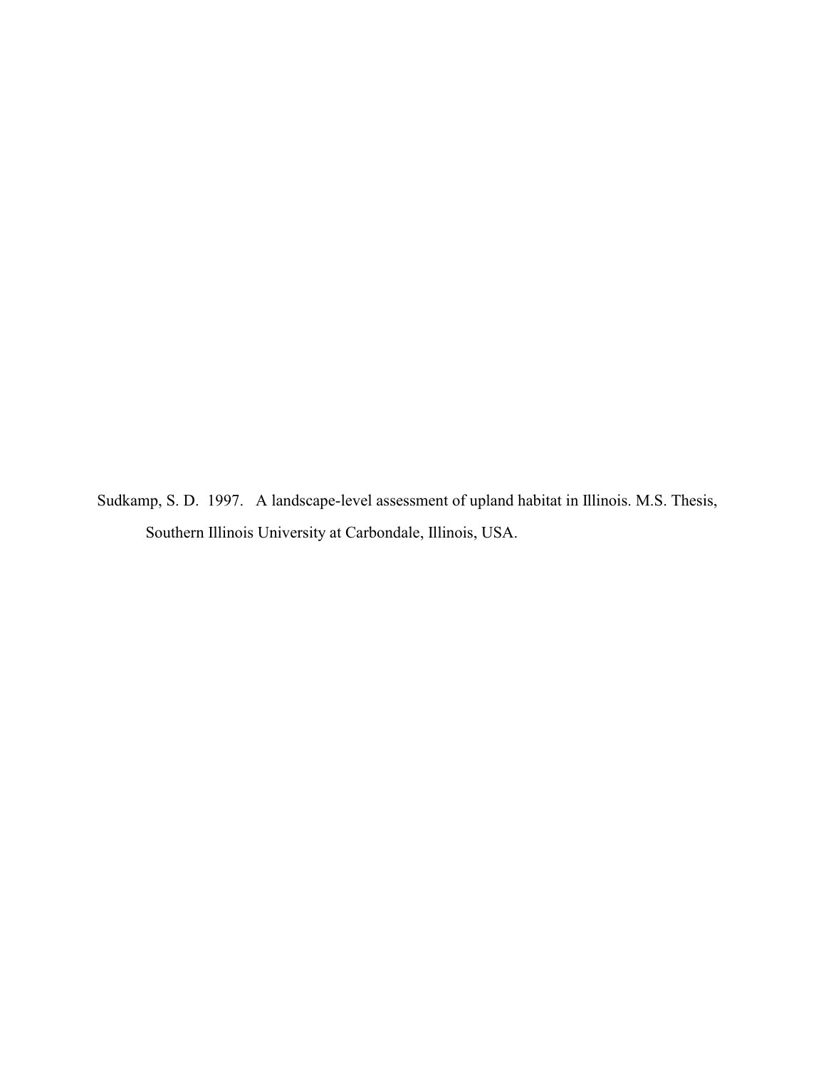Sudkamp, S. D. 1997. A landscape-level assessment of upland habitat in Illinois. M.S. Thesis, Southern Illinois University at Carbondale, Illinois, USA.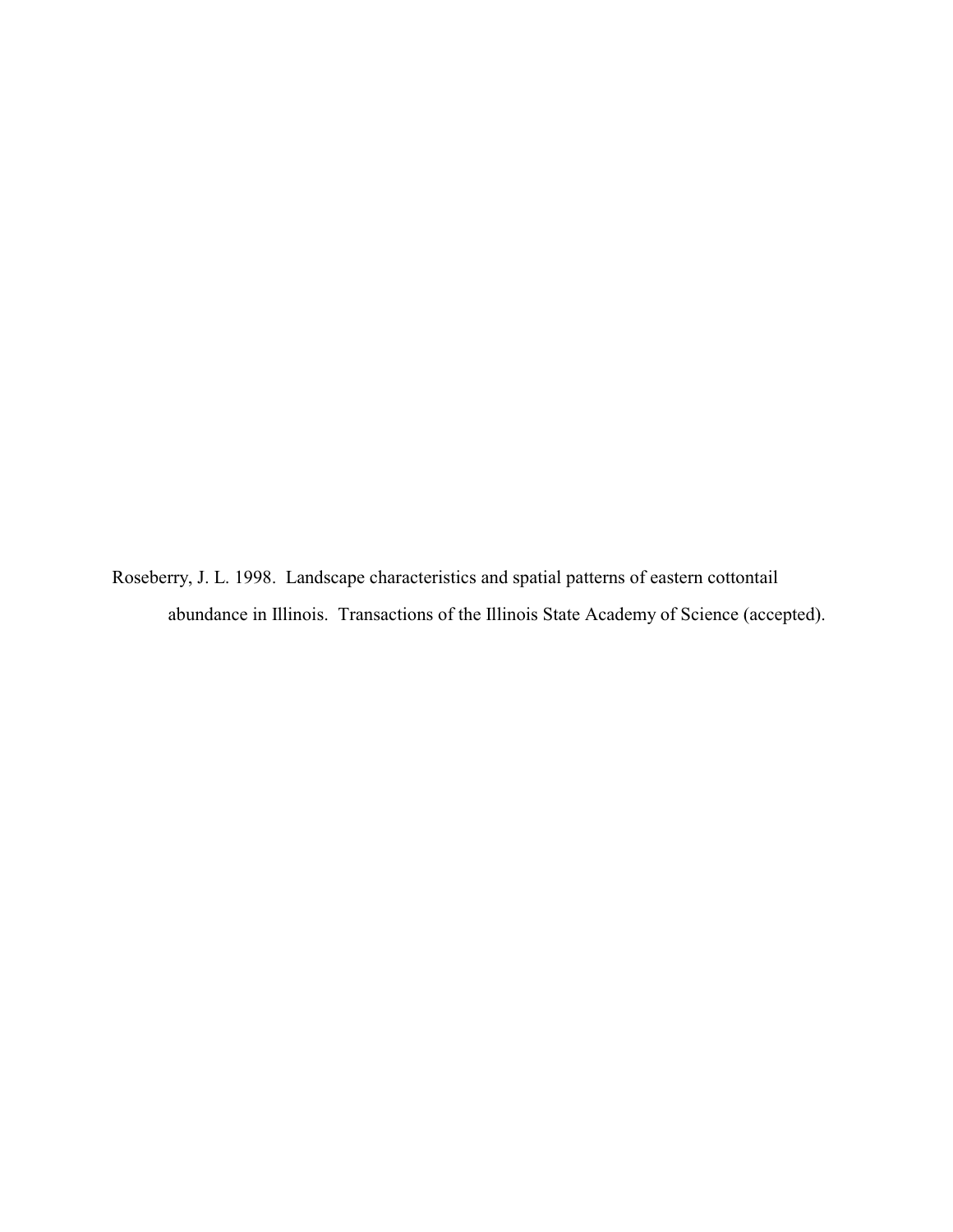Roseberry, J. L. 1998. Landscape characteristics and spatial patterns of eastern cottontail abundance in Illinois. Transactions of the Illinois State Academy of Science (accepted).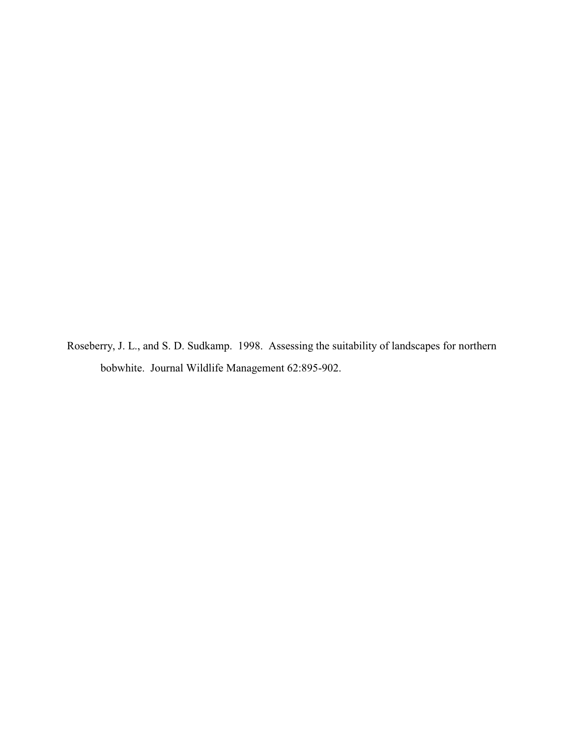Roseberry, J. L., and S. D. Sudkamp. 1998. Assessing the suitability of landscapes for northern bobwhite. Journal Wildlife Management 62:895-902.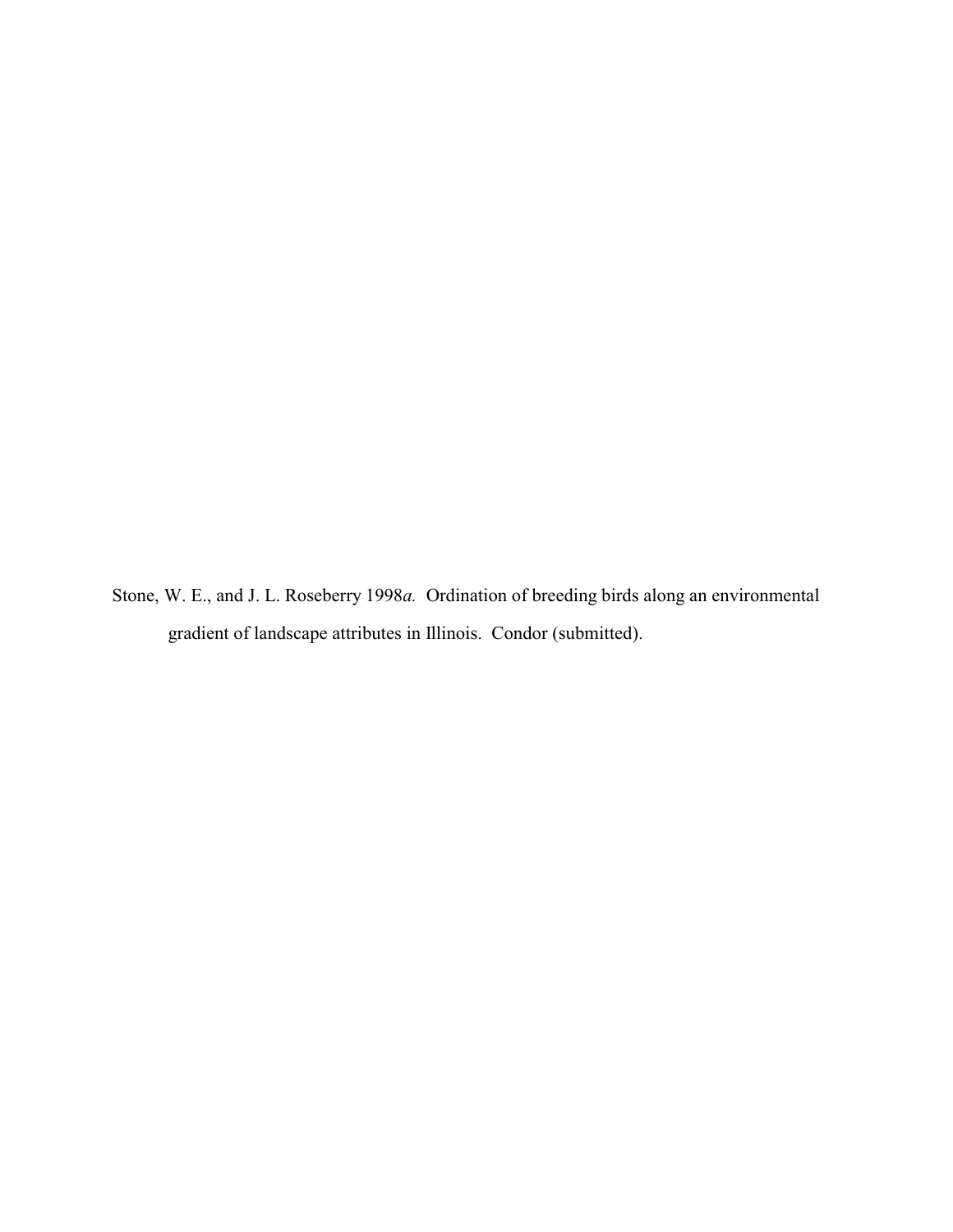Stone, W. E., and J. L. Roseberry 1998*a.* Ordination of breeding birds along an environmental gradient of landscape attributes in Illinois. Condor (submitted).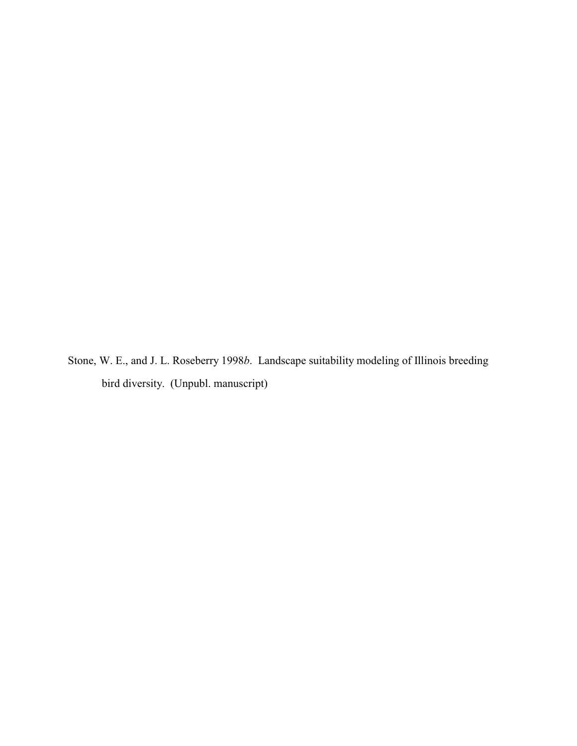Stone, W. E., and J. L. Roseberry 1998*b*. Landscape suitability modeling of Illinois breeding bird diversity. (Unpubl. manuscript)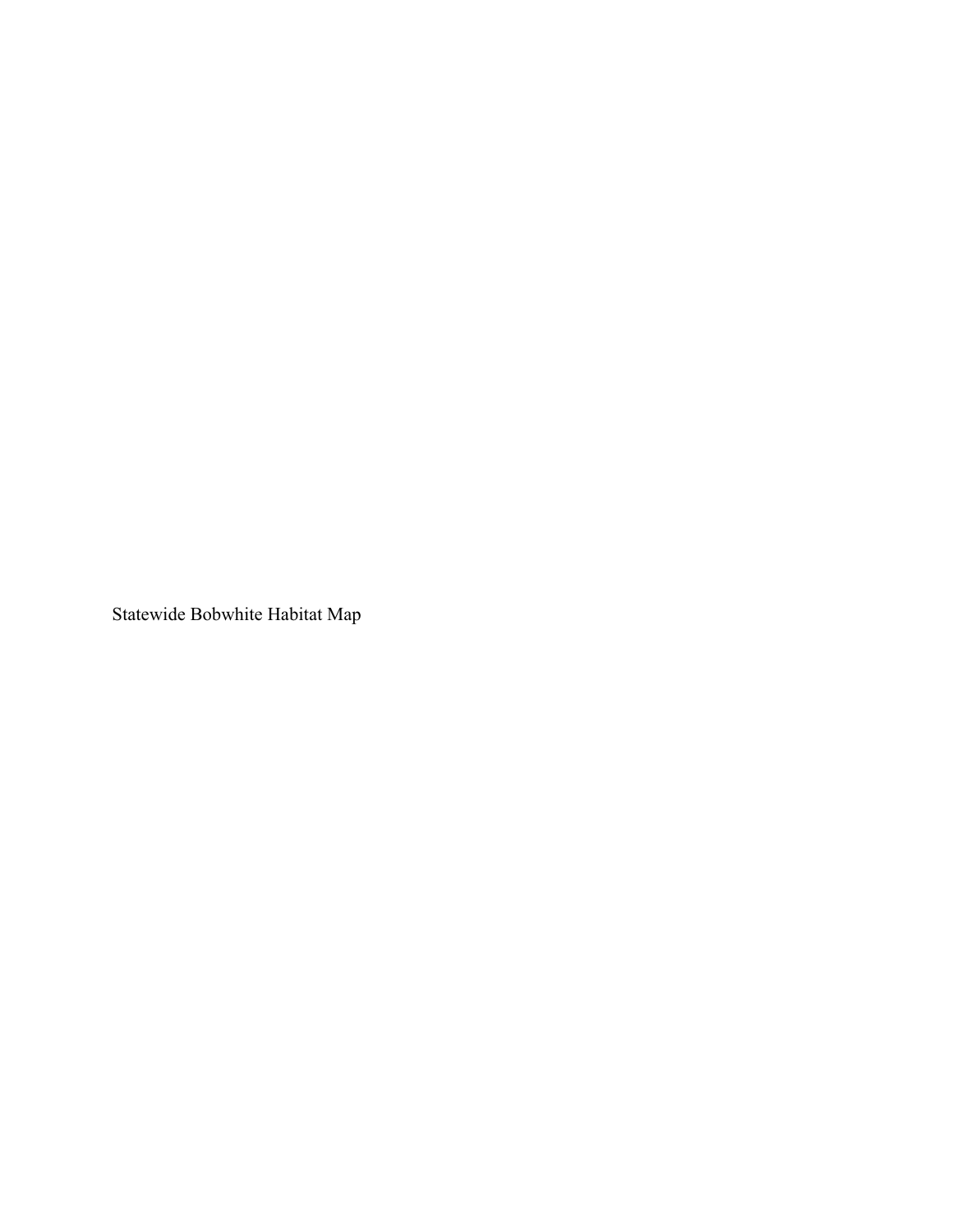Statewide Bobwhite Habitat Map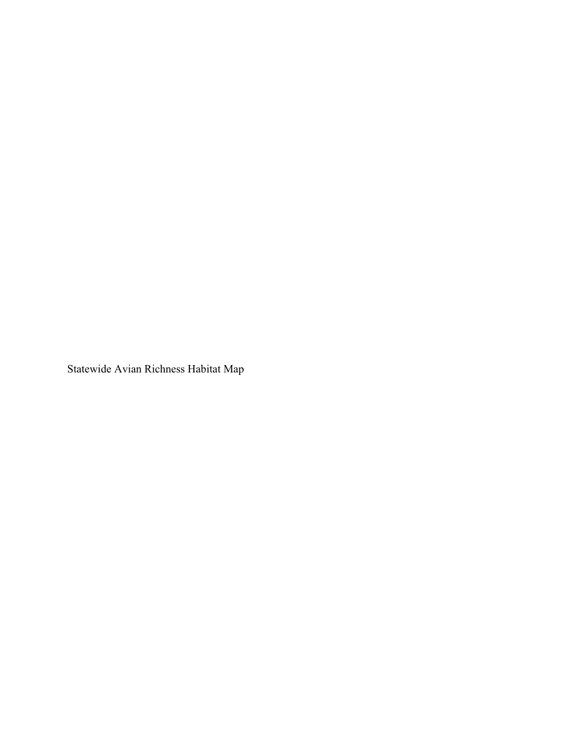Statewide Avian Richness Habitat Map